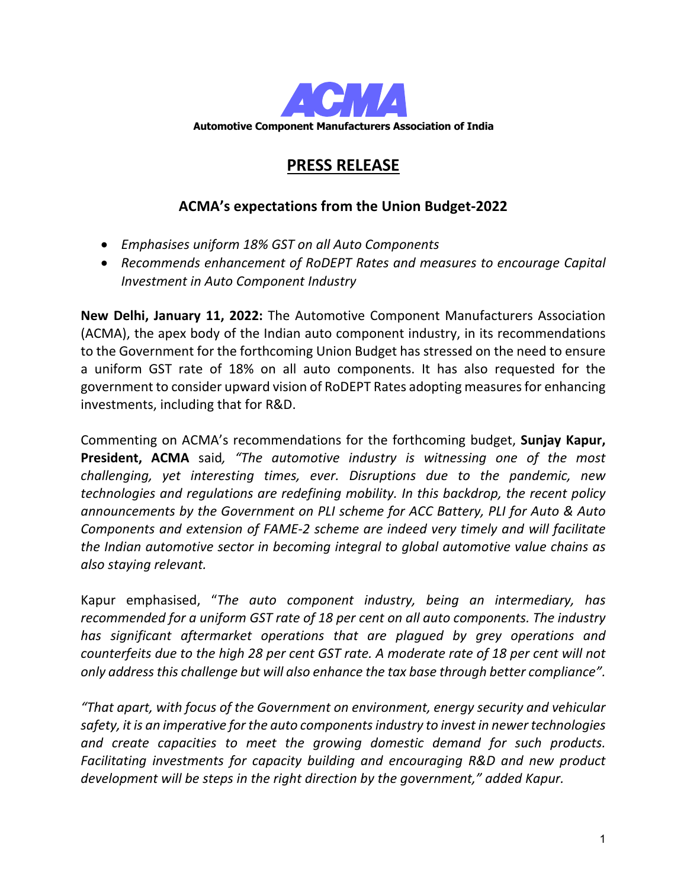**ACMA**

**Automotive Component Manufacturers Association of India**

# PRESS RELEASE

## ACMA's expectations from the Union Budget-2022

- *Emphasises uniform 18% GST on all Auto Components*
- *Recommends enhancement of RoDEPT Rates and measures to encourage Capital Investment in Auto Component Industry*

**New Delhi, January 11, 2022:** The Automotive Component Manufacturers Association (ACMA), the apex body of the Indian auto component industry, in its recommendations to the Government for the forthcoming Union Budget has stressed on the need to ensure a uniform GST rate of 18% on all auto components. It has also requested for the government to consider upward vision of RoDEPT Rates adopting measures for enhancing investments, including that for R&D.

Commenting on ACMA's recommendations for the forthcoming budget, **Sunjay Kapur, President, ACMA** said*, "The automotive industry is witnessing one of the most challenging, yet interesting times, ever. Disruptions due to the pandemic, new technologies and regulations are redefining mobility. In this backdrop, the recent policy announcements by the Government on PLI scheme for ACC Battery, PLI for Auto & Auto Components and extension of FAME-2 scheme are indeed very timely and will facilitate the Indian automotive sector in becoming integral to global automotive value chains as also staying relevant.*

Kapur emphasised, "*The auto component industry, being an intermediary, has recommended for a uniform GST rate of 18 per cent on all auto components. The industry has significant aftermarket operations that are plagued by grey operations and counterfeits due to the high 28 per cent GST rate. A moderate rate of 18 per cent will not only address this challenge but will also enhance the tax base through better compliance".*

*"That apart, with focus of the Government on environment, energy security and vehicular safety, it is an imperative for the auto components industry to invest in newer technologies and create capacities to meet the growing domestic demand for such products. Facilitating investments for capacity building and encouraging R&D and new product development will be steps in the right direction by the government," added Kapur.*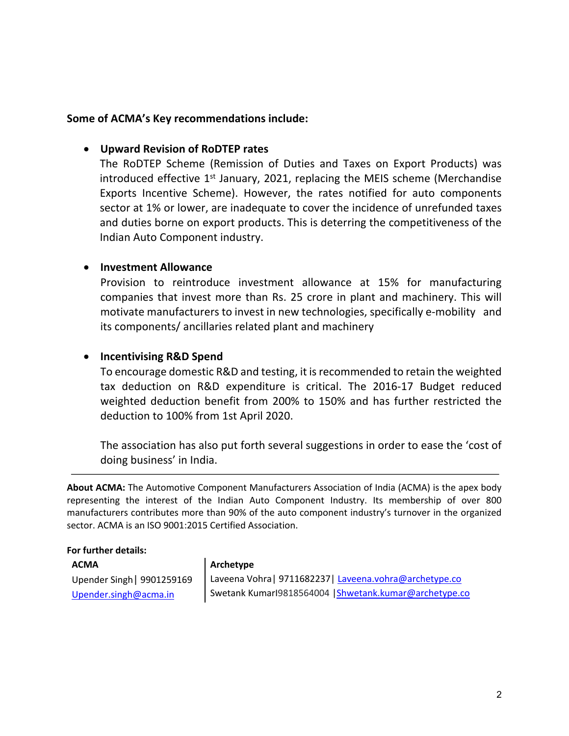**Some of ACMA's Key recommendations include:**

- **Upward Revision of RoDTEP rates**
  The RoDTEP Scheme (Remission of Duties and Taxes on Export Products) was introduced effective 1st January, 2021, replacing the MEIS scheme (Merchandise Exports Incentive Scheme). However, the rates notified for auto components sector at 1% or lower, are inadequate to cover the incidence of unrefunded taxes and duties borne on export products. This is deterring the competitiveness of the Indian Auto Component industry.

- **Investment Allowance**
  Provision to reintroduce investment allowance at 15% for manufacturing companies that invest more than Rs. 25 crore in plant and machinery. This will motivate manufacturers to invest in new technologies, specifically e-mobility and its components/ ancillaries related plant and machinery

- **Incentivising R&D Spend**
  To encourage domestic R&D and testing, it is recommended to retain the weighted tax deduction on R&D expenditure is critical. The 2016-17 Budget reduced weighted deduction benefit from 200% to 150% and has further restricted the deduction to 100% from 1st April 2020.

  The association has also put forth several suggestions in order to ease the 'cost of doing business' in India.

---

**About ACMA:** The Automotive Component Manufacturers Association of India (ACMA) is the apex body representing the interest of the Indian Auto Component Industry. Its membership of over 800 manufacturers contributes more than 90% of the auto component industry's turnover in the organized sector. ACMA is an ISO 9001:2015 Certified Association.

**For further details:**

| **ACMA** | **Archetype** |
|---|---|
| Upender Singh\| 9901259169 | Laveena Vohra\| 9711682237\| Laveena.vohra@archetype.co |
| Upender.singh@acma.in | Swetank KumarI9818564004 \|Shwetank.kumar@archetype.co |